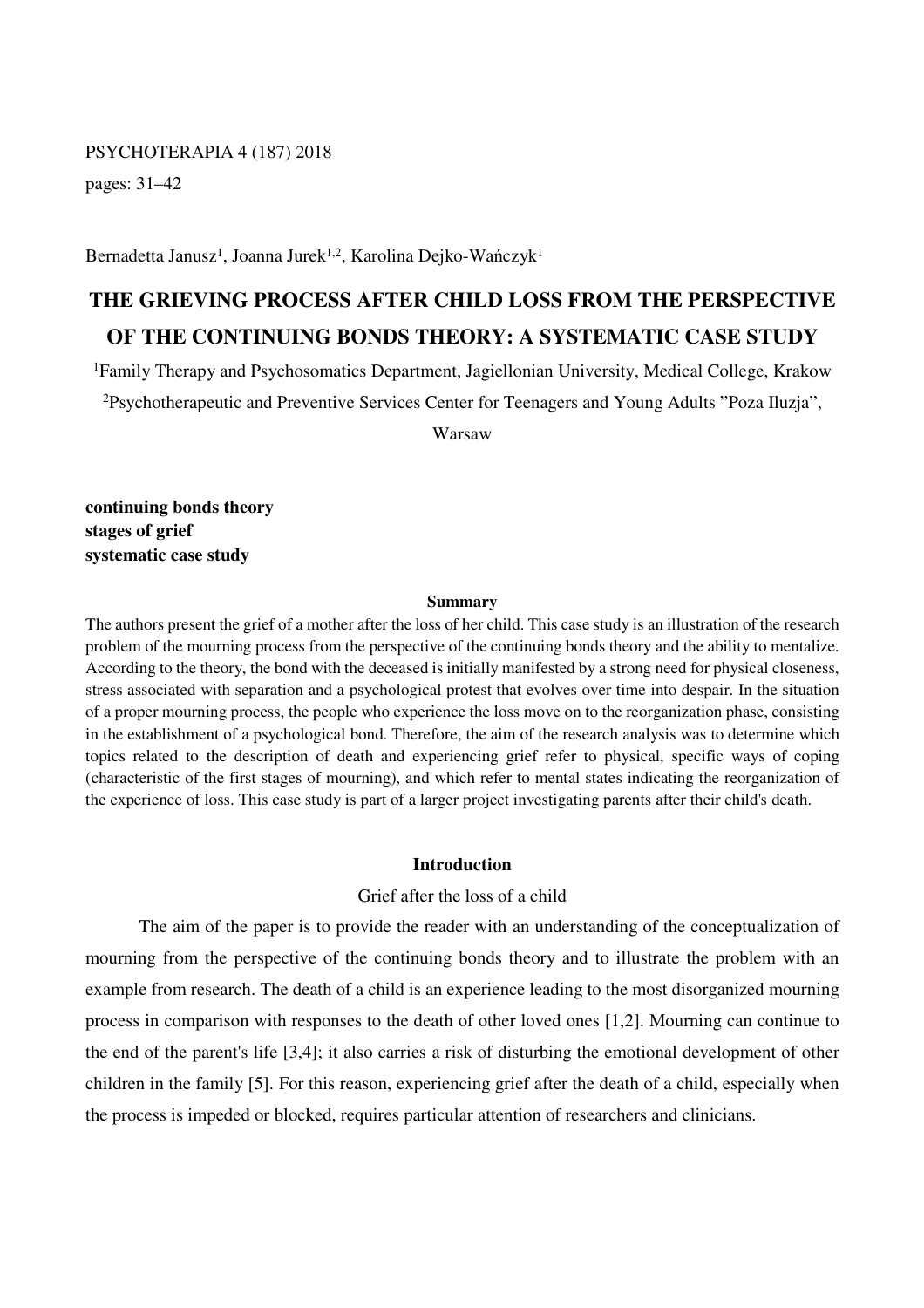PSYCHOTERAPIA 4 (187) 2018

pages: 31–42

Bernadetta Janusz[1], Joanna Jurek[1,2], Karolina Dejko-Wańczyk[1]

# THE GRIEVING PROCESS AFTER CHILD LOSS FROM THE PERSPECTIVE OF THE CONTINUING BONDS THEORY: A SYSTEMATIC CASE STUDY

[1]Family Therapy and Psychosomatics Department, Jagiellonian University, Medical College, Krakow

[2]Psychotherapeutic and Preventive Services Center for Teenagers and Young Adults "Poza Iluzja", Warsaw

**continuing bonds theory**
**stages of grief**
**systematic case study**

**Summary**

The authors present the grief of a mother after the loss of her child. This case study is an illustration of the research problem of the mourning process from the perspective of the continuing bonds theory and the ability to mentalize. According to the theory, the bond with the deceased is initially manifested by a strong need for physical closeness, stress associated with separation and a psychological protest that evolves over time into despair. In the situation of a proper mourning process, the people who experience the loss move on to the reorganization phase, consisting in the establishment of a psychological bond. Therefore, the aim of the research analysis was to determine which topics related to the description of death and experiencing grief refer to physical, specific ways of coping (characteristic of the first stages of mourning), and which refer to mental states indicating the reorganization of the experience of loss. This case study is part of a larger project investigating parents after their child's death.

## Introduction

### Grief after the loss of a child

The aim of the paper is to provide the reader with an understanding of the conceptualization of mourning from the perspective of the continuing bonds theory and to illustrate the problem with an example from research. The death of a child is an experience leading to the most disorganized mourning process in comparison with responses to the death of other loved ones [1,2]. Mourning can continue to the end of the parent's life [3,4]; it also carries a risk of disturbing the emotional development of other children in the family [5]. For this reason, experiencing grief after the death of a child, especially when the process is impeded or blocked, requires particular attention of researchers and clinicians.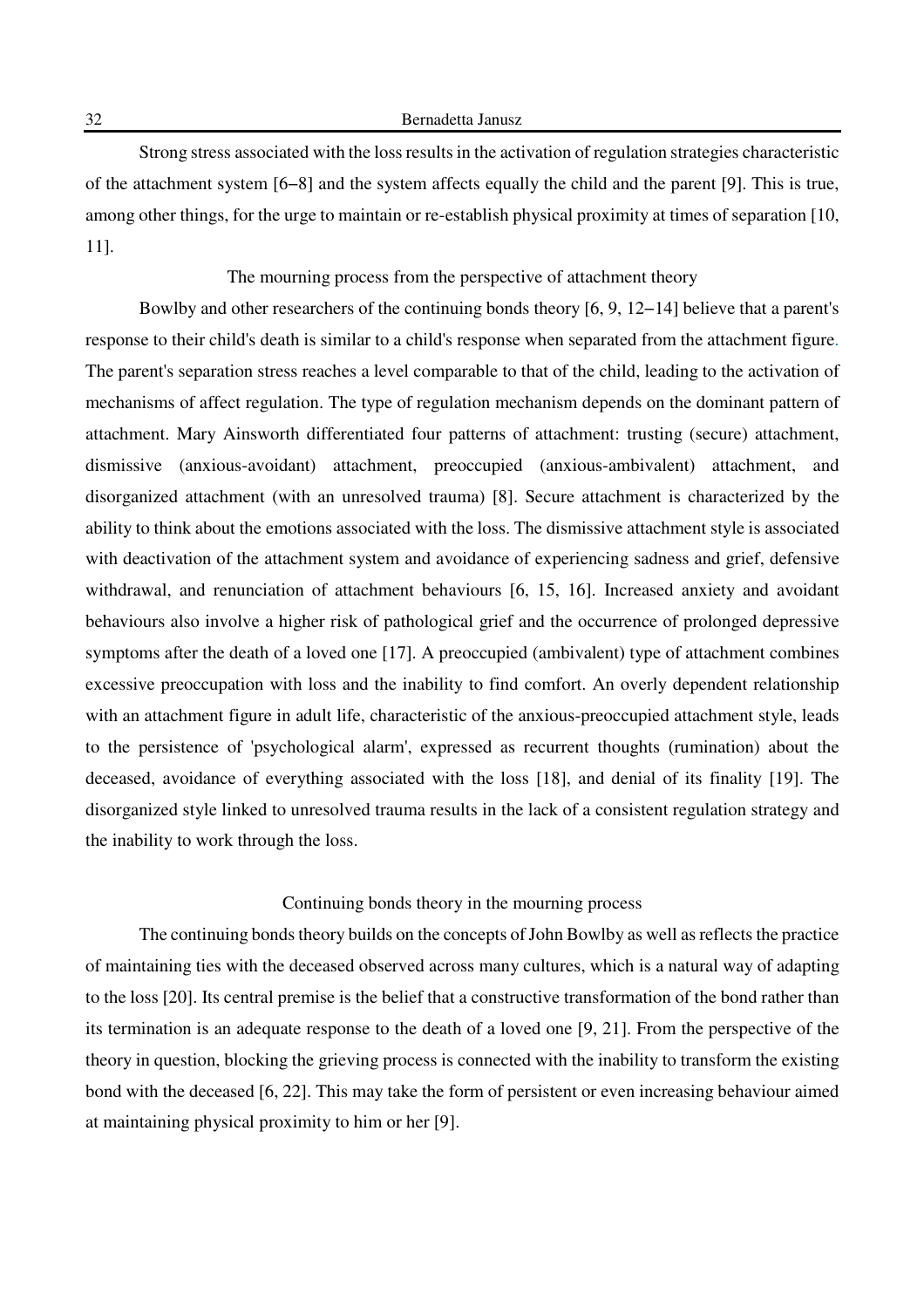Strong stress associated with the loss results in the activation of regulation strategies characteristic of the attachment system [6–8] and the system affects equally the child and the parent [9]. This is true, among other things, for the urge to maintain or re-establish physical proximity at times of separation [10, 11].

## The mourning process from the perspective of attachment theory

Bowlby and other researchers of the continuing bonds theory [6, 9, 12–14] believe that a parent's response to their child's death is similar to a child's response when separated from the attachment figure. The parent's separation stress reaches a level comparable to that of the child, leading to the activation of mechanisms of affect regulation. The type of regulation mechanism depends on the dominant pattern of attachment. Mary Ainsworth differentiated four patterns of attachment: trusting (secure) attachment, dismissive (anxious-avoidant) attachment, preoccupied (anxious-ambivalent) attachment, and disorganized attachment (with an unresolved trauma) [8]. Secure attachment is characterized by the ability to think about the emotions associated with the loss. The dismissive attachment style is associated with deactivation of the attachment system and avoidance of experiencing sadness and grief, defensive withdrawal, and renunciation of attachment behaviours [6, 15, 16]. Increased anxiety and avoidant behaviours also involve a higher risk of pathological grief and the occurrence of prolonged depressive symptoms after the death of a loved one [17]. A preoccupied (ambivalent) type of attachment combines excessive preoccupation with loss and the inability to find comfort. An overly dependent relationship with an attachment figure in adult life, characteristic of the anxious-preoccupied attachment style, leads to the persistence of 'psychological alarm', expressed as recurrent thoughts (rumination) about the deceased, avoidance of everything associated with the loss [18], and denial of its finality [19]. The disorganized style linked to unresolved trauma results in the lack of a consistent regulation strategy and the inability to work through the loss.

## Continuing bonds theory in the mourning process

The continuing bonds theory builds on the concepts of John Bowlby as well as reflects the practice of maintaining ties with the deceased observed across many cultures, which is a natural way of adapting to the loss [20]. Its central premise is the belief that a constructive transformation of the bond rather than its termination is an adequate response to the death of a loved one [9, 21]. From the perspective of the theory in question, blocking the grieving process is connected with the inability to transform the existing bond with the deceased [6, 22]. This may take the form of persistent or even increasing behaviour aimed at maintaining physical proximity to him or her [9].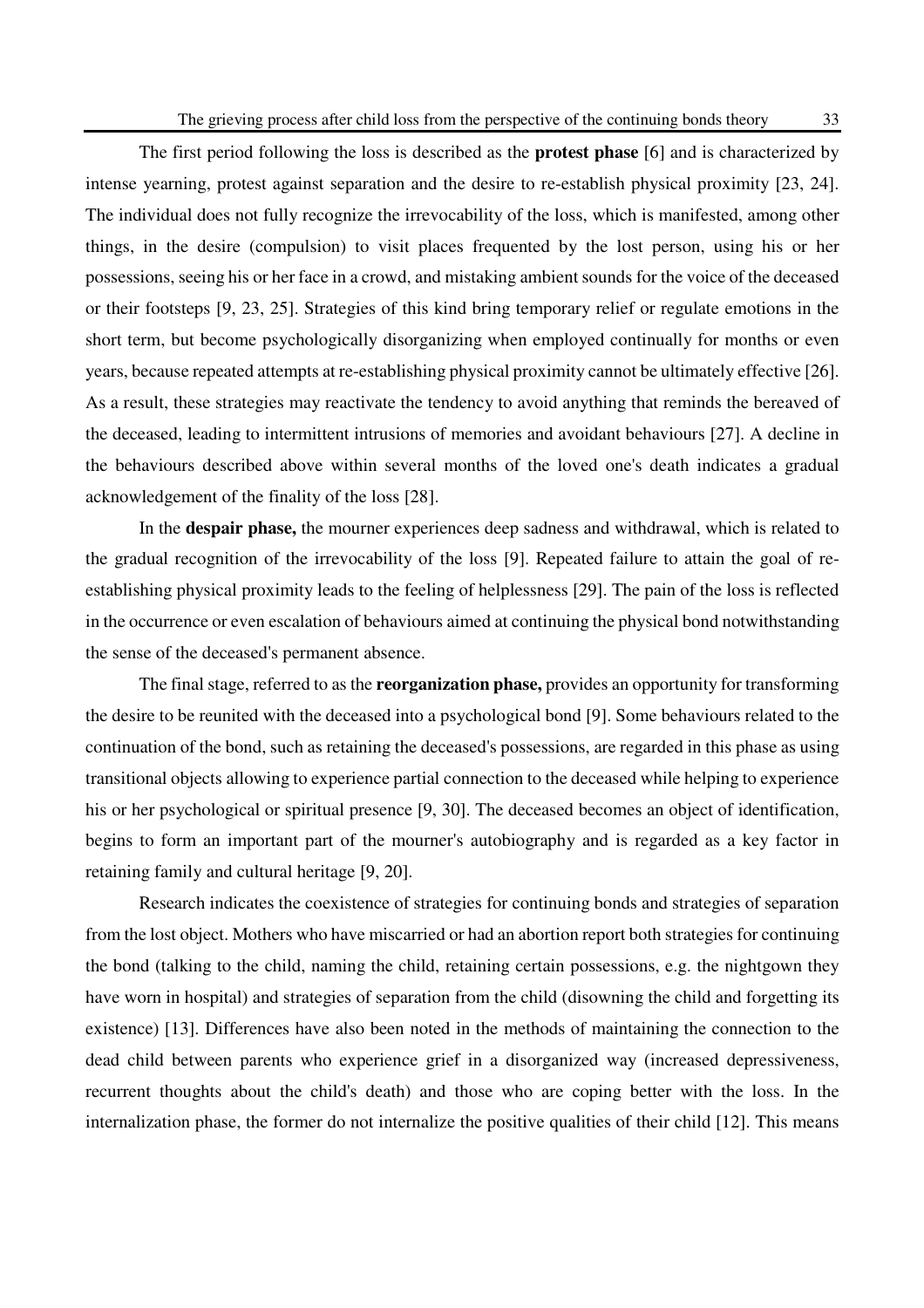The first period following the loss is described as the **protest phase** [6] and is characterized by intense yearning, protest against separation and the desire to re-establish physical proximity [23, 24]. The individual does not fully recognize the irrevocability of the loss, which is manifested, among other things, in the desire (compulsion) to visit places frequented by the lost person, using his or her possessions, seeing his or her face in a crowd, and mistaking ambient sounds for the voice of the deceased or their footsteps [9, 23, 25]. Strategies of this kind bring temporary relief or regulate emotions in the short term, but become psychologically disorganizing when employed continually for months or even years, because repeated attempts at re-establishing physical proximity cannot be ultimately effective [26]. As a result, these strategies may reactivate the tendency to avoid anything that reminds the bereaved of the deceased, leading to intermittent intrusions of memories and avoidant behaviours [27]. A decline in the behaviours described above within several months of the loved one's death indicates a gradual acknowledgement of the finality of the loss [28].

In the **despair phase,** the mourner experiences deep sadness and withdrawal, which is related to the gradual recognition of the irrevocability of the loss [9]. Repeated failure to attain the goal of re-establishing physical proximity leads to the feeling of helplessness [29]. The pain of the loss is reflected in the occurrence or even escalation of behaviours aimed at continuing the physical bond notwithstanding the sense of the deceased's permanent absence.

The final stage, referred to as the **reorganization phase,** provides an opportunity for transforming the desire to be reunited with the deceased into a psychological bond [9]. Some behaviours related to the continuation of the bond, such as retaining the deceased's possessions, are regarded in this phase as using transitional objects allowing to experience partial connection to the deceased while helping to experience his or her psychological or spiritual presence [9, 30]. The deceased becomes an object of identification, begins to form an important part of the mourner's autobiography and is regarded as a key factor in retaining family and cultural heritage [9, 20].

Research indicates the coexistence of strategies for continuing bonds and strategies of separation from the lost object. Mothers who have miscarried or had an abortion report both strategies for continuing the bond (talking to the child, naming the child, retaining certain possessions, e.g. the nightgown they have worn in hospital) and strategies of separation from the child (disowning the child and forgetting its existence) [13]. Differences have also been noted in the methods of maintaining the connection to the dead child between parents who experience grief in a disorganized way (increased depressiveness, recurrent thoughts about the child's death) and those who are coping better with the loss. In the internalization phase, the former do not internalize the positive qualities of their child [12]. This means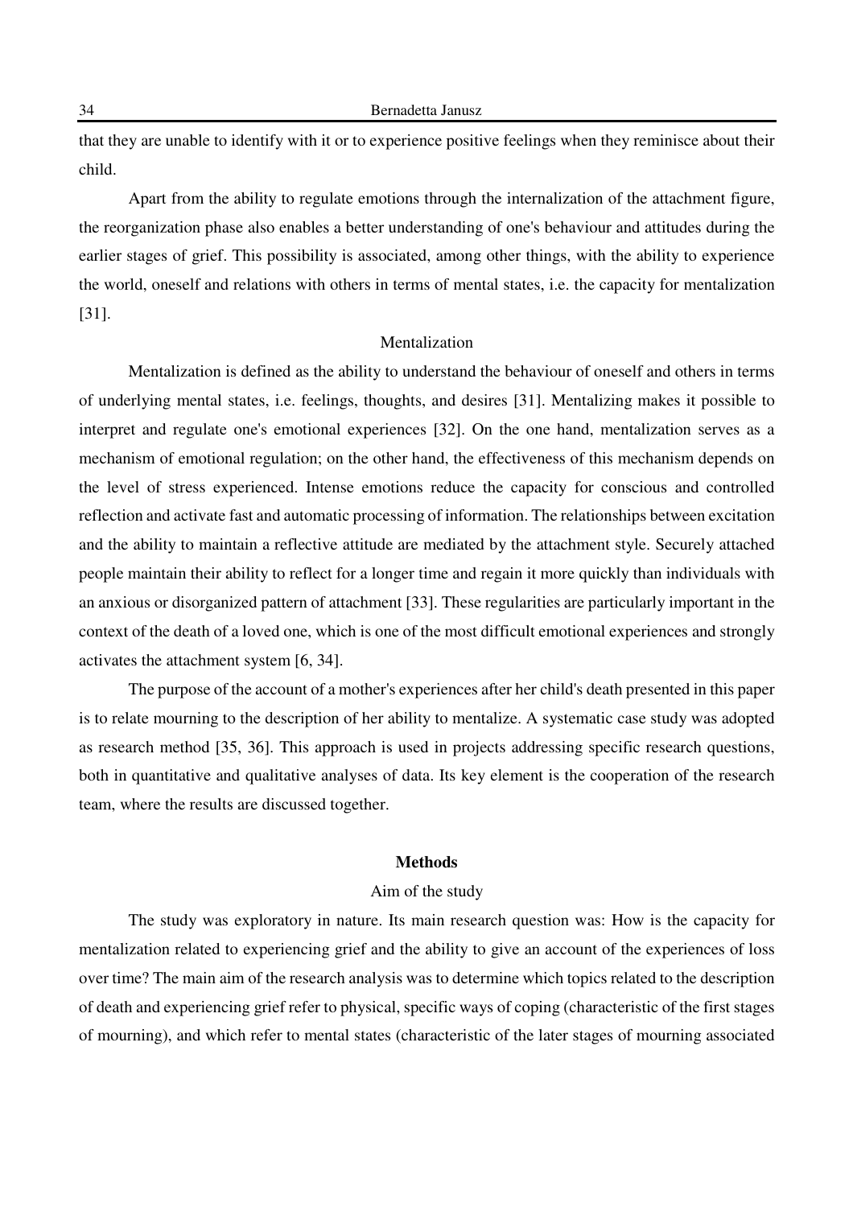that they are unable to identify with it or to experience positive feelings when they reminisce about their child.

Apart from the ability to regulate emotions through the internalization of the attachment figure, the reorganization phase also enables a better understanding of one's behaviour and attitudes during the earlier stages of grief. This possibility is associated, among other things, with the ability to experience the world, oneself and relations with others in terms of mental states, i.e. the capacity for mentalization [31].

### Mentalization

Mentalization is defined as the ability to understand the behaviour of oneself and others in terms of underlying mental states, i.e. feelings, thoughts, and desires [31]. Mentalizing makes it possible to interpret and regulate one's emotional experiences [32]. On the one hand, mentalization serves as a mechanism of emotional regulation; on the other hand, the effectiveness of this mechanism depends on the level of stress experienced. Intense emotions reduce the capacity for conscious and controlled reflection and activate fast and automatic processing of information. The relationships between excitation and the ability to maintain a reflective attitude are mediated by the attachment style. Securely attached people maintain their ability to reflect for a longer time and regain it more quickly than individuals with an anxious or disorganized pattern of attachment [33]. These regularities are particularly important in the context of the death of a loved one, which is one of the most difficult emotional experiences and strongly activates the attachment system [6, 34].

The purpose of the account of a mother's experiences after her child's death presented in this paper is to relate mourning to the description of her ability to mentalize. A systematic case study was adopted as research method [35, 36]. This approach is used in projects addressing specific research questions, both in quantitative and qualitative analyses of data. Its key element is the cooperation of the research team, where the results are discussed together.

## Methods

### Aim of the study

The study was exploratory in nature. Its main research question was: How is the capacity for mentalization related to experiencing grief and the ability to give an account of the experiences of loss over time? The main aim of the research analysis was to determine which topics related to the description of death and experiencing grief refer to physical, specific ways of coping (characteristic of the first stages of mourning), and which refer to mental states (characteristic of the later stages of mourning associated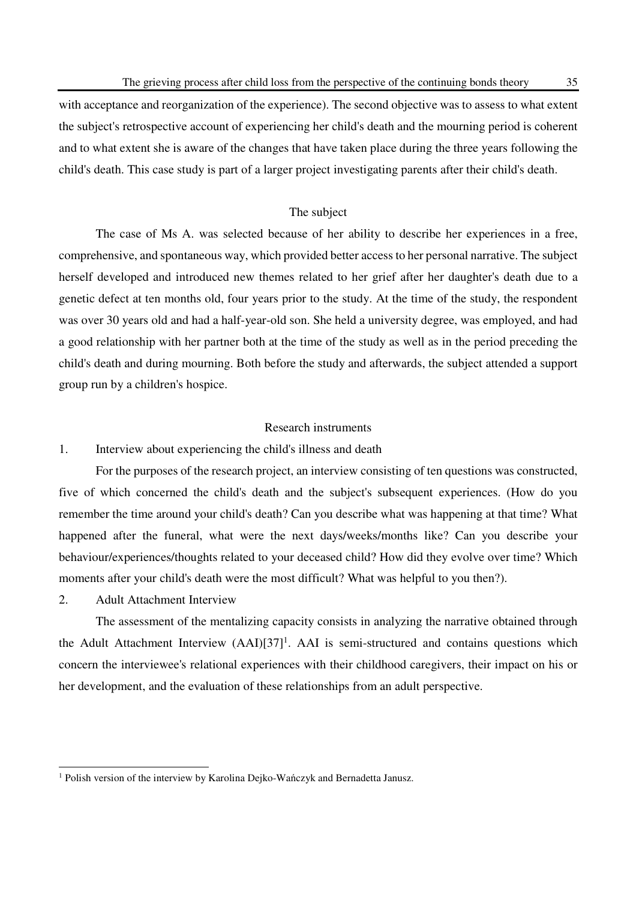with acceptance and reorganization of the experience). The second objective was to assess to what extent the subject's retrospective account of experiencing her child's death and the mourning period is coherent and to what extent she is aware of the changes that have taken place during the three years following the child's death. This case study is part of a larger project investigating parents after their child's death.

## The subject

The case of Ms A. was selected because of her ability to describe her experiences in a free, comprehensive, and spontaneous way, which provided better access to her personal narrative. The subject herself developed and introduced new themes related to her grief after her daughter's death due to a genetic defect at ten months old, four years prior to the study. At the time of the study, the respondent was over 30 years old and had a half-year-old son. She held a university degree, was employed, and had a good relationship with her partner both at the time of the study as well as in the period preceding the child's death and during mourning. Both before the study and afterwards, the subject attended a support group run by a children's hospice.

## Research instruments

1. Interview about experiencing the child's illness and death

For the purposes of the research project, an interview consisting of ten questions was constructed, five of which concerned the child's death and the subject's subsequent experiences. (How do you remember the time around your child's death? Can you describe what was happening at that time? What happened after the funeral, what were the next days/weeks/months like? Can you describe your behaviour/experiences/thoughts related to your deceased child? How did they evolve over time? Which moments after your child's death were the most difficult? What was helpful to you then?).

2. Adult Attachment Interview

The assessment of the mentalizing capacity consists in analyzing the narrative obtained through the Adult Attachment Interview (AAI)[37][1]. AAI is semi-structured and contains questions which concern the interviewee's relational experiences with their childhood caregivers, their impact on his or her development, and the evaluation of these relationships from an adult perspective.

[1] Polish version of the interview by Karolina Dejko-Wańczyk and Bernadetta Janusz.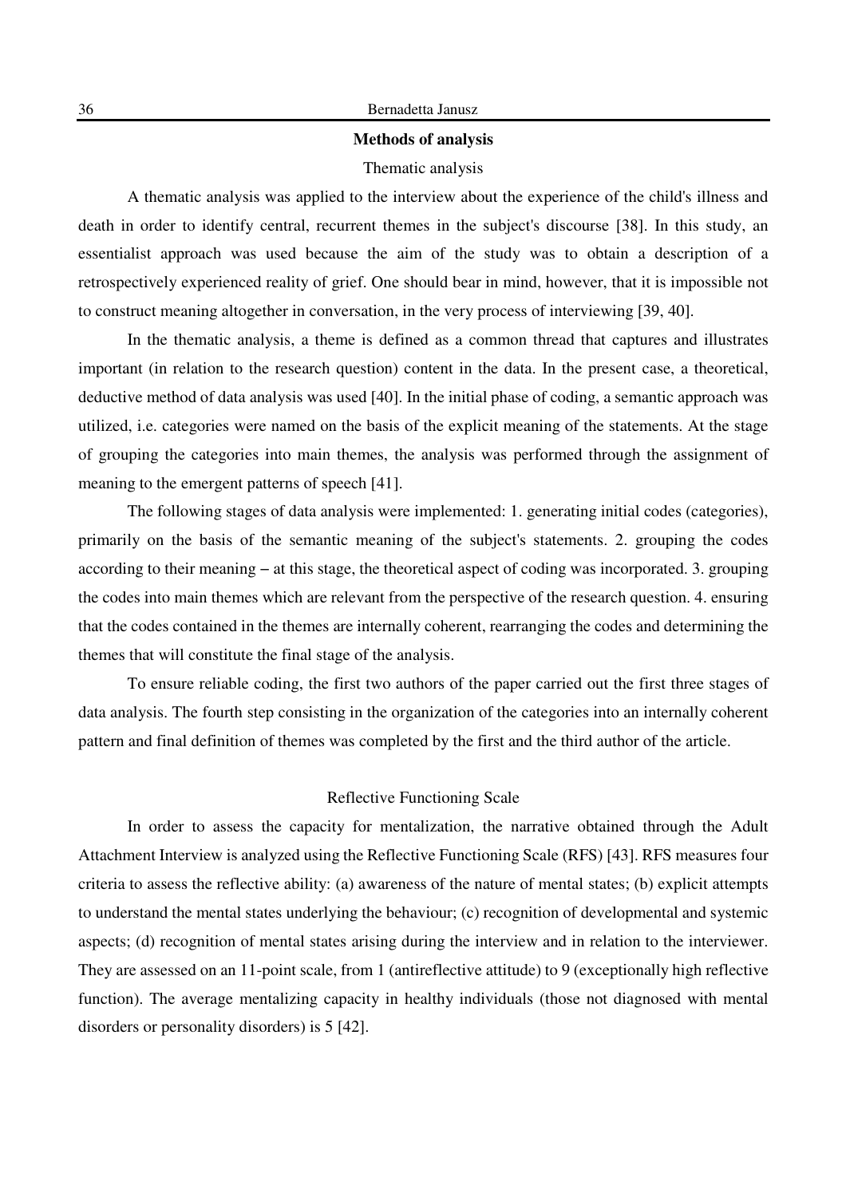## Methods of analysis

### Thematic analysis

A thematic analysis was applied to the interview about the experience of the child's illness and death in order to identify central, recurrent themes in the subject's discourse [38]. In this study, an essentialist approach was used because the aim of the study was to obtain a description of a retrospectively experienced reality of grief. One should bear in mind, however, that it is impossible not to construct meaning altogether in conversation, in the very process of interviewing [39, 40].

In the thematic analysis, a theme is defined as a common thread that captures and illustrates important (in relation to the research question) content in the data. In the present case, a theoretical, deductive method of data analysis was used [40]. In the initial phase of coding, a semantic approach was utilized, i.e. categories were named on the basis of the explicit meaning of the statements. At the stage of grouping the categories into main themes, the analysis was performed through the assignment of meaning to the emergent patterns of speech [41].

The following stages of data analysis were implemented: 1. generating initial codes (categories), primarily on the basis of the semantic meaning of the subject's statements. 2. grouping the codes according to their meaning – at this stage, the theoretical aspect of coding was incorporated. 3. grouping the codes into main themes which are relevant from the perspective of the research question. 4. ensuring that the codes contained in the themes are internally coherent, rearranging the codes and determining the themes that will constitute the final stage of the analysis.

To ensure reliable coding, the first two authors of the paper carried out the first three stages of data analysis. The fourth step consisting in the organization of the categories into an internally coherent pattern and final definition of themes was completed by the first and the third author of the article.

### Reflective Functioning Scale

In order to assess the capacity for mentalization, the narrative obtained through the Adult Attachment Interview is analyzed using the Reflective Functioning Scale (RFS) [43]. RFS measures four criteria to assess the reflective ability: (a) awareness of the nature of mental states; (b) explicit attempts to understand the mental states underlying the behaviour; (c) recognition of developmental and systemic aspects; (d) recognition of mental states arising during the interview and in relation to the interviewer. They are assessed on an 11-point scale, from 1 (antireflective attitude) to 9 (exceptionally high reflective function). The average mentalizing capacity in healthy individuals (those not diagnosed with mental disorders or personality disorders) is 5 [42].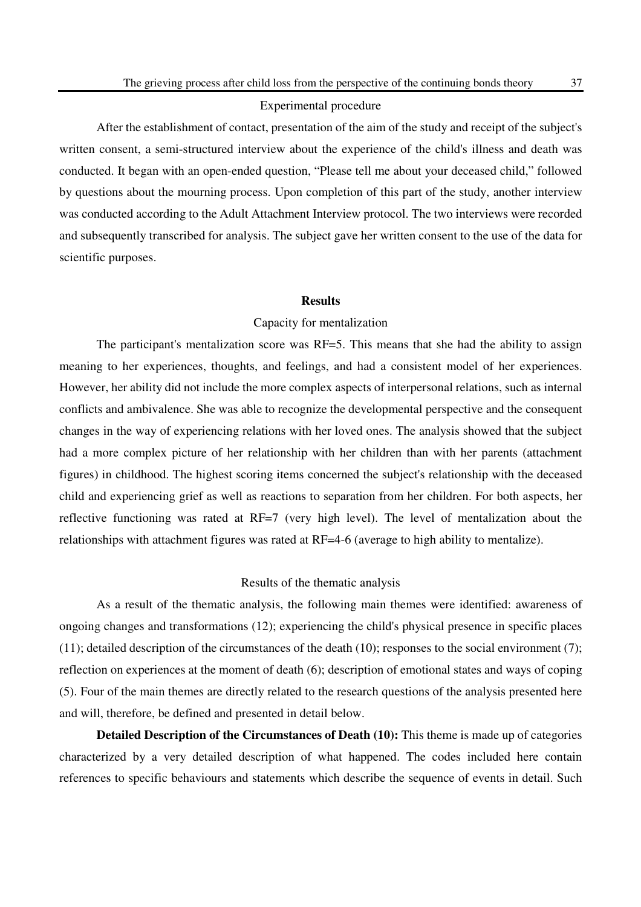### Experimental procedure

After the establishment of contact, presentation of the aim of the study and receipt of the subject's written consent, a semi-structured interview about the experience of the child's illness and death was conducted. It began with an open-ended question, "Please tell me about your deceased child," followed by questions about the mourning process. Upon completion of this part of the study, another interview was conducted according to the Adult Attachment Interview protocol. The two interviews were recorded and subsequently transcribed for analysis. The subject gave her written consent to the use of the data for scientific purposes.

## Results

### Capacity for mentalization

The participant's mentalization score was RF=5. This means that she had the ability to assign meaning to her experiences, thoughts, and feelings, and had a consistent model of her experiences. However, her ability did not include the more complex aspects of interpersonal relations, such as internal conflicts and ambivalence. She was able to recognize the developmental perspective and the consequent changes in the way of experiencing relations with her loved ones. The analysis showed that the subject had a more complex picture of her relationship with her children than with her parents (attachment figures) in childhood. The highest scoring items concerned the subject's relationship with the deceased child and experiencing grief as well as reactions to separation from her children. For both aspects, her reflective functioning was rated at RF=7 (very high level). The level of mentalization about the relationships with attachment figures was rated at RF=4-6 (average to high ability to mentalize).

### Results of the thematic analysis

As a result of the thematic analysis, the following main themes were identified: awareness of ongoing changes and transformations (12); experiencing the child's physical presence in specific places (11); detailed description of the circumstances of the death (10); responses to the social environment (7); reflection on experiences at the moment of death (6); description of emotional states and ways of coping (5). Four of the main themes are directly related to the research questions of the analysis presented here and will, therefore, be defined and presented in detail below.

**Detailed Description of the Circumstances of Death (10):** This theme is made up of categories characterized by a very detailed description of what happened. The codes included here contain references to specific behaviours and statements which describe the sequence of events in detail. Such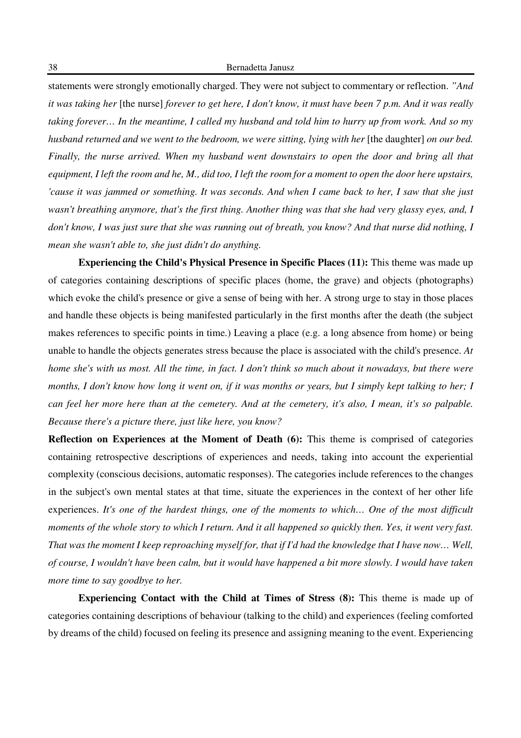statements were strongly emotionally charged. They were not subject to commentary or reflection. *"And it was taking her* [the nurse] *forever to get here, I don't know, it must have been 7 p.m. And it was really taking forever… In the meantime, I called my husband and told him to hurry up from work. And so my husband returned and we went to the bedroom, we were sitting, lying with her* [the daughter] *on our bed. Finally, the nurse arrived. When my husband went downstairs to open the door and bring all that equipment, I left the room and he, M., did too, I left the room for a moment to open the door here upstairs, 'cause it was jammed or something. It was seconds. And when I came back to her, I saw that she just wasn't breathing anymore, that's the first thing. Another thing was that she had very glassy eyes, and, I don't know, I was just sure that she was running out of breath, you know? And that nurse did nothing, I mean she wasn't able to, she just didn't do anything.*

**Experiencing the Child's Physical Presence in Specific Places (11):** This theme was made up of categories containing descriptions of specific places (home, the grave) and objects (photographs) which evoke the child's presence or give a sense of being with her. A strong urge to stay in those places and handle these objects is being manifested particularly in the first months after the death (the subject makes references to specific points in time.) Leaving a place (e.g. a long absence from home) or being unable to handle the objects generates stress because the place is associated with the child's presence. *At home she's with us most. All the time, in fact. I don't think so much about it nowadays, but there were months, I don't know how long it went on, if it was months or years, but I simply kept talking to her; I can feel her more here than at the cemetery. And at the cemetery, it's also, I mean, it's so palpable. Because there's a picture there, just like here, you know?*

**Reflection on Experiences at the Moment of Death (6):** This theme is comprised of categories containing retrospective descriptions of experiences and needs, taking into account the experiential complexity (conscious decisions, automatic responses). The categories include references to the changes in the subject's own mental states at that time, situate the experiences in the context of her other life experiences. *It's one of the hardest things, one of the moments to which… One of the most difficult moments of the whole story to which I return. And it all happened so quickly then. Yes, it went very fast. That was the moment I keep reproaching myself for, that if I'd had the knowledge that I have now… Well, of course, I wouldn't have been calm, but it would have happened a bit more slowly. I would have taken more time to say goodbye to her.*

**Experiencing Contact with the Child at Times of Stress (8):** This theme is made up of categories containing descriptions of behaviour (talking to the child) and experiences (feeling comforted by dreams of the child) focused on feeling its presence and assigning meaning to the event. Experiencing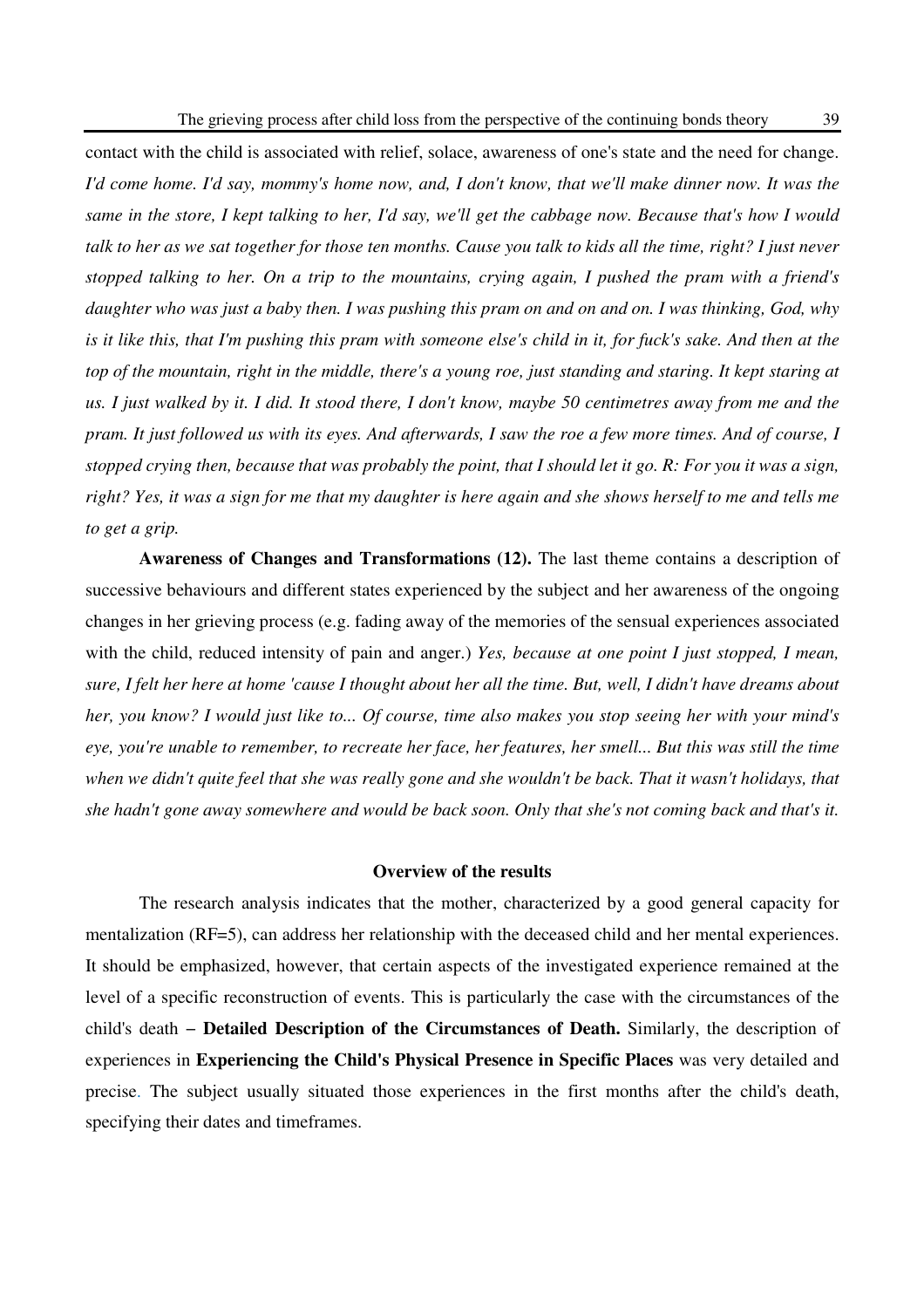contact with the child is associated with relief, solace, awareness of one's state and the need for change. *I'd come home. I'd say, mommy's home now, and, I don't know, that we'll make dinner now. It was the same in the store, I kept talking to her, I'd say, we'll get the cabbage now. Because that's how I would talk to her as we sat together for those ten months. Cause you talk to kids all the time, right? I just never stopped talking to her. On a trip to the mountains, crying again, I pushed the pram with a friend's daughter who was just a baby then. I was pushing this pram on and on and on. I was thinking, God, why is it like this, that I'm pushing this pram with someone else's child in it, for fuck's sake. And then at the top of the mountain, right in the middle, there's a young roe, just standing and staring. It kept staring at us. I just walked by it. I did. It stood there, I don't know, maybe 50 centimetres away from me and the pram. It just followed us with its eyes. And afterwards, I saw the roe a few more times. And of course, I stopped crying then, because that was probably the point, that I should let it go. R: For you it was a sign, right? Yes, it was a sign for me that my daughter is here again and she shows herself to me and tells me to get a grip.*

**Awareness of Changes and Transformations (12).** The last theme contains a description of successive behaviours and different states experienced by the subject and her awareness of the ongoing changes in her grieving process (e.g. fading away of the memories of the sensual experiences associated with the child, reduced intensity of pain and anger.) *Yes, because at one point I just stopped, I mean, sure, I felt her here at home 'cause I thought about her all the time. But, well, I didn't have dreams about her, you know? I would just like to... Of course, time also makes you stop seeing her with your mind's eye, you're unable to remember, to recreate her face, her features, her smell... But this was still the time when we didn't quite feel that she was really gone and she wouldn't be back. That it wasn't holidays, that she hadn't gone away somewhere and would be back soon. Only that she's not coming back and that's it.*

## Overview of the results

The research analysis indicates that the mother, characterized by a good general capacity for mentalization (RF=5), can address her relationship with the deceased child and her mental experiences. It should be emphasized, however, that certain aspects of the investigated experience remained at the level of a specific reconstruction of events. This is particularly the case with the circumstances of the child's death – **Detailed Description of the Circumstances of Death.** Similarly, the description of experiences in **Experiencing the Child's Physical Presence in Specific Places** was very detailed and precise. The subject usually situated those experiences in the first months after the child's death, specifying their dates and timeframes.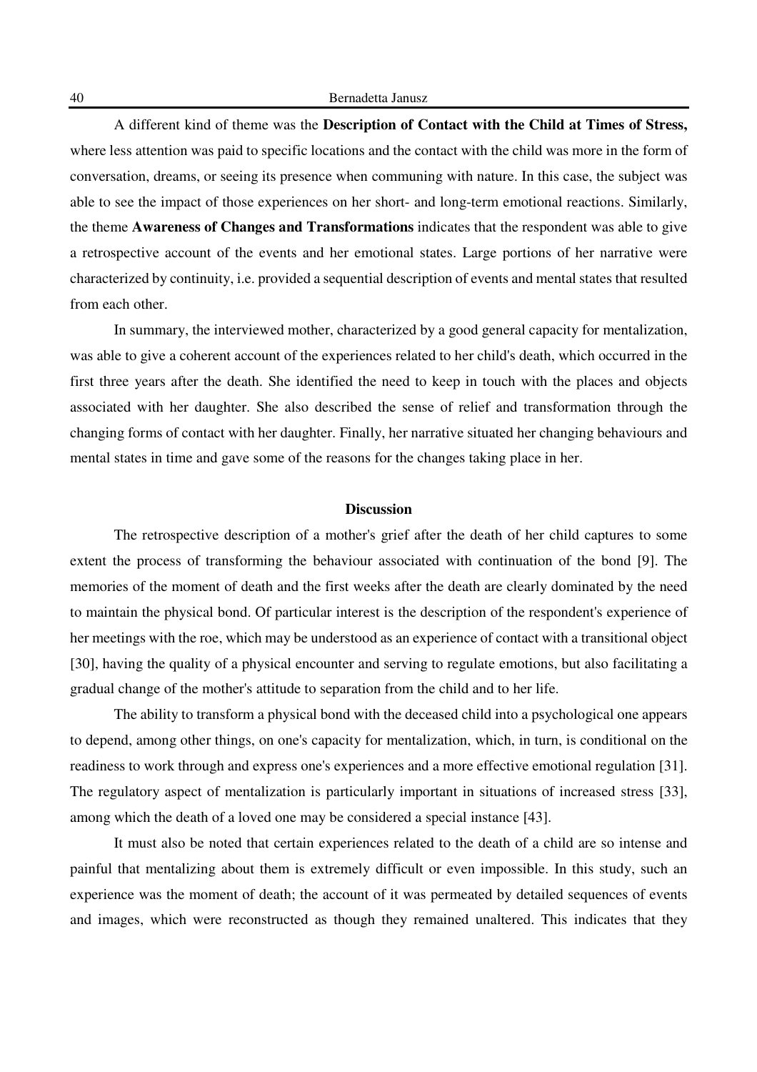A different kind of theme was the **Description of Contact with the Child at Times of Stress,** where less attention was paid to specific locations and the contact with the child was more in the form of conversation, dreams, or seeing its presence when communing with nature. In this case, the subject was able to see the impact of those experiences on her short- and long-term emotional reactions. Similarly, the theme **Awareness of Changes and Transformations** indicates that the respondent was able to give a retrospective account of the events and her emotional states. Large portions of her narrative were characterized by continuity, i.e. provided a sequential description of events and mental states that resulted from each other.

In summary, the interviewed mother, characterized by a good general capacity for mentalization, was able to give a coherent account of the experiences related to her child's death, which occurred in the first three years after the death. She identified the need to keep in touch with the places and objects associated with her daughter. She also described the sense of relief and transformation through the changing forms of contact with her daughter. Finally, her narrative situated her changing behaviours and mental states in time and gave some of the reasons for the changes taking place in her.

## Discussion

The retrospective description of a mother's grief after the death of her child captures to some extent the process of transforming the behaviour associated with continuation of the bond [9]. The memories of the moment of death and the first weeks after the death are clearly dominated by the need to maintain the physical bond. Of particular interest is the description of the respondent's experience of her meetings with the roe, which may be understood as an experience of contact with a transitional object [30], having the quality of a physical encounter and serving to regulate emotions, but also facilitating a gradual change of the mother's attitude to separation from the child and to her life.

The ability to transform a physical bond with the deceased child into a psychological one appears to depend, among other things, on one's capacity for mentalization, which, in turn, is conditional on the readiness to work through and express one's experiences and a more effective emotional regulation [31]. The regulatory aspect of mentalization is particularly important in situations of increased stress [33], among which the death of a loved one may be considered a special instance [43].

It must also be noted that certain experiences related to the death of a child are so intense and painful that mentalizing about them is extremely difficult or even impossible. In this study, such an experience was the moment of death; the account of it was permeated by detailed sequences of events and images, which were reconstructed as though they remained unaltered. This indicates that they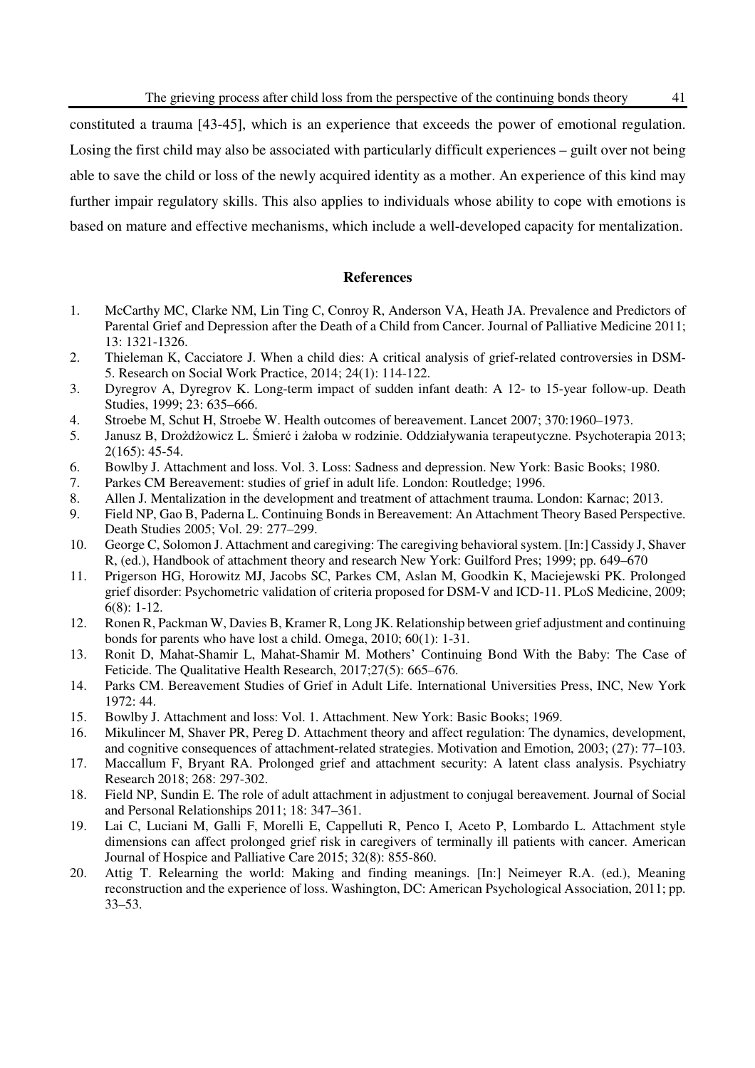constituted a trauma [43-45], which is an experience that exceeds the power of emotional regulation. Losing the first child may also be associated with particularly difficult experiences – guilt over not being able to save the child or loss of the newly acquired identity as a mother. An experience of this kind may further impair regulatory skills. This also applies to individuals whose ability to cope with emotions is based on mature and effective mechanisms, which include a well-developed capacity for mentalization.

## References

1. McCarthy MC, Clarke NM, Lin Ting C, Conroy R, Anderson VA, Heath JA. Prevalence and Predictors of Parental Grief and Depression after the Death of a Child from Cancer. Journal of Palliative Medicine 2011; 13: 1321-1326.
2. Thieleman K, Cacciatore J. When a child dies: A critical analysis of grief-related controversies in DSM-5. Research on Social Work Practice, 2014; 24(1): 114-122.
3. Dyregrov A, Dyregrov K. Long-term impact of sudden infant death: A 12- to 15-year follow-up. Death Studies, 1999; 23: 635–666.
4. Stroebe M, Schut H, Stroebe W. Health outcomes of bereavement. Lancet 2007; 370:1960–1973.
5. Janusz B, Drożdżowicz L. Śmierć i żałoba w rodzinie. Oddziaływania terapeutyczne. Psychoterapia 2013; 2(165): 45-54.
6. Bowlby J. Attachment and loss. Vol. 3. Loss: Sadness and depression. New York: Basic Books; 1980.
7. Parkes CM Bereavement: studies of grief in adult life. London: Routledge; 1996.
8. Allen J. Mentalization in the development and treatment of attachment trauma. London: Karnac; 2013.
9. Field NP, Gao B, Paderna L. Continuing Bonds in Bereavement: An Attachment Theory Based Perspective. Death Studies 2005; Vol. 29: 277–299.
10. George C, Solomon J. Attachment and caregiving: The caregiving behavioral system. [In:] Cassidy J, Shaver R, (ed.), Handbook of attachment theory and research New York: Guilford Pres; 1999; pp. 649–670
11. Prigerson HG, Horowitz MJ, Jacobs SC, Parkes CM, Aslan M, Goodkin K, Maciejewski PK. Prolonged grief disorder: Psychometric validation of criteria proposed for DSM-V and ICD-11. PLoS Medicine, 2009; 6(8): 1-12.
12. Ronen R, Packman W, Davies B, Kramer R, Long JK. Relationship between grief adjustment and continuing bonds for parents who have lost a child. Omega, 2010; 60(1): 1-31.
13. Ronit D, Mahat-Shamir L, Mahat-Shamir M. Mothers' Continuing Bond With the Baby: The Case of Feticide. The Qualitative Health Research, 2017;27(5): 665–676.
14. Parks CM. Bereavement Studies of Grief in Adult Life. International Universities Press, INC, New York 1972: 44.
15. Bowlby J. Attachment and loss: Vol. 1. Attachment. New York: Basic Books; 1969.
16. Mikulincer M, Shaver PR, Pereg D. Attachment theory and affect regulation: The dynamics, development, and cognitive consequences of attachment-related strategies. Motivation and Emotion, 2003; (27): 77–103.
17. Maccallum F, Bryant RA. Prolonged grief and attachment security: A latent class analysis. Psychiatry Research 2018; 268: 297-302.
18. Field NP, Sundin E. The role of adult attachment in adjustment to conjugal bereavement. Journal of Social and Personal Relationships 2011; 18: 347–361.
19. Lai C, Luciani M, Galli F, Morelli E, Cappelluti R, Penco I, Aceto P, Lombardo L. Attachment style dimensions can affect prolonged grief risk in caregivers of terminally ill patients with cancer. American Journal of Hospice and Palliative Care 2015; 32(8): 855-860.
20. Attig T. Relearning the world: Making and finding meanings. [In:] Neimeyer R.A. (ed.), Meaning reconstruction and the experience of loss. Washington, DC: American Psychological Association, 2011; pp. 33–53.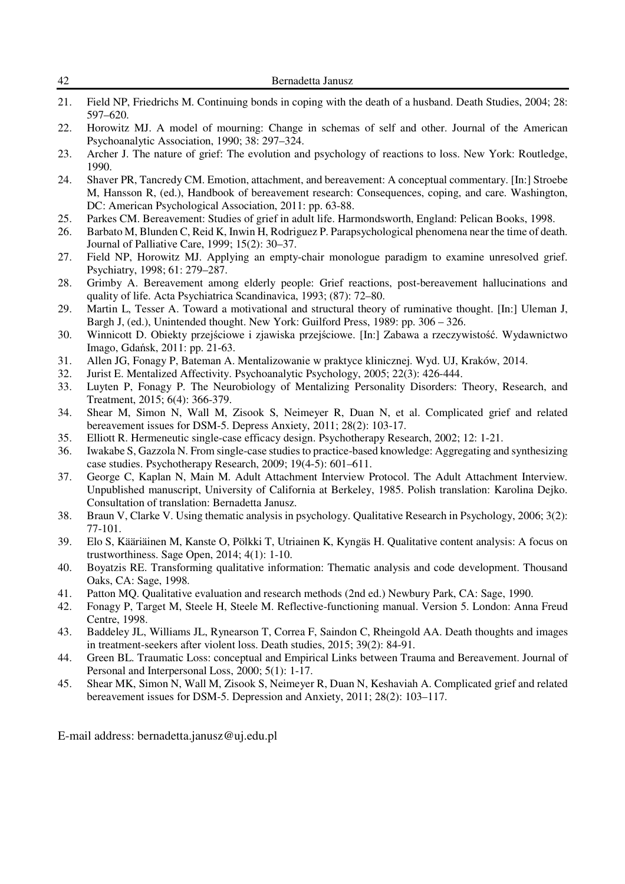21. Field NP, Friedrichs M. Continuing bonds in coping with the death of a husband. Death Studies, 2004; 28: 597–620.
22. Horowitz MJ. A model of mourning: Change in schemas of self and other. Journal of the American Psychoanalytic Association, 1990; 38: 297–324.
23. Archer J. The nature of grief: The evolution and psychology of reactions to loss. New York: Routledge, 1990.
24. Shaver PR, Tancredy CM. Emotion, attachment, and bereavement: A conceptual commentary. [In:] Stroebe M, Hansson R, (ed.), Handbook of bereavement research: Consequences, coping, and care. Washington, DC: American Psychological Association, 2011: pp. 63-88.
25. Parkes CM. Bereavement: Studies of grief in adult life. Harmondsworth, England: Pelican Books, 1998.
26. Barbato M, Blunden C, Reid K, Inwin H, Rodriguez P. Parapsychological phenomena near the time of death. Journal of Palliative Care, 1999; 15(2): 30–37.
27. Field NP, Horowitz MJ. Applying an empty-chair monologue paradigm to examine unresolved grief. Psychiatry, 1998; 61: 279–287.
28. Grimby A. Bereavement among elderly people: Grief reactions, post-bereavement hallucinations and quality of life. Acta Psychiatrica Scandinavica, 1993; (87): 72–80.
29. Martin L, Tesser A. Toward a motivational and structural theory of ruminative thought. [In:] Uleman J, Bargh J, (ed.), Unintended thought. New York: Guilford Press, 1989: pp. 306 – 326.
30. Winnicott D. Obiekty przejściowe i zjawiska przejściowe. [In:] Zabawa a rzeczywistość. Wydawnictwo Imago, Gdańsk, 2011: pp. 21-63.
31. Allen JG, Fonagy P, Bateman A. Mentalizowanie w praktyce klinicznej. Wyd. UJ, Kraków, 2014.
32. Jurist E. Mentalized Affectivity. Psychoanalytic Psychology, 2005; 22(3): 426-444.
33. Luyten P, Fonagy P. The Neurobiology of Mentalizing Personality Disorders: Theory, Research, and Treatment, 2015; 6(4): 366-379.
34. Shear M, Simon N, Wall M, Zisook S, Neimeyer R, Duan N, et al. Complicated grief and related bereavement issues for DSM-5. Depress Anxiety, 2011; 28(2): 103-17.
35. Elliott R. Hermeneutic single-case efficacy design. Psychotherapy Research, 2002; 12: 1-21.
36. Iwakabe S, Gazzola N. From single-case studies to practice-based knowledge: Aggregating and synthesizing case studies. Psychotherapy Research, 2009; 19(4-5): 601–611.
37. George C, Kaplan N, Main M. Adult Attachment Interview Protocol. The Adult Attachment Interview. Unpublished manuscript, University of California at Berkeley, 1985. Polish translation: Karolina Dejko. Consultation of translation: Bernadetta Janusz.
38. Braun V, Clarke V. Using thematic analysis in psychology. Qualitative Research in Psychology, 2006; 3(2): 77-101.
39. Elo S, Kääriäinen M, Kanste O, Pölkki T, Utriainen K, Kyngäs H. Qualitative content analysis: A focus on trustworthiness. Sage Open, 2014; 4(1): 1-10.
40. Boyatzis RE. Transforming qualitative information: Thematic analysis and code development. Thousand Oaks, CA: Sage, 1998.
41. Patton MQ. Qualitative evaluation and research methods (2nd ed.) Newbury Park, CA: Sage, 1990.
42. Fonagy P, Target M, Steele H, Steele M. Reflective-functioning manual. Version 5. London: Anna Freud Centre, 1998.
43. Baddeley JL, Williams JL, Rynearson T, Correa F, Saindon C, Rheingold AA. Death thoughts and images in treatment-seekers after violent loss. Death studies, 2015; 39(2): 84-91.
44. Green BL. Traumatic Loss: conceptual and Empirical Links between Trauma and Bereavement. Journal of Personal and Interpersonal Loss, 2000; 5(1): 1-17.
45. Shear MK, Simon N, Wall M, Zisook S, Neimeyer R, Duan N, Keshaviah A. Complicated grief and related bereavement issues for DSM-5. Depression and Anxiety, 2011; 28(2): 103–117.

E-mail address: bernadetta.janusz@uj.edu.pl